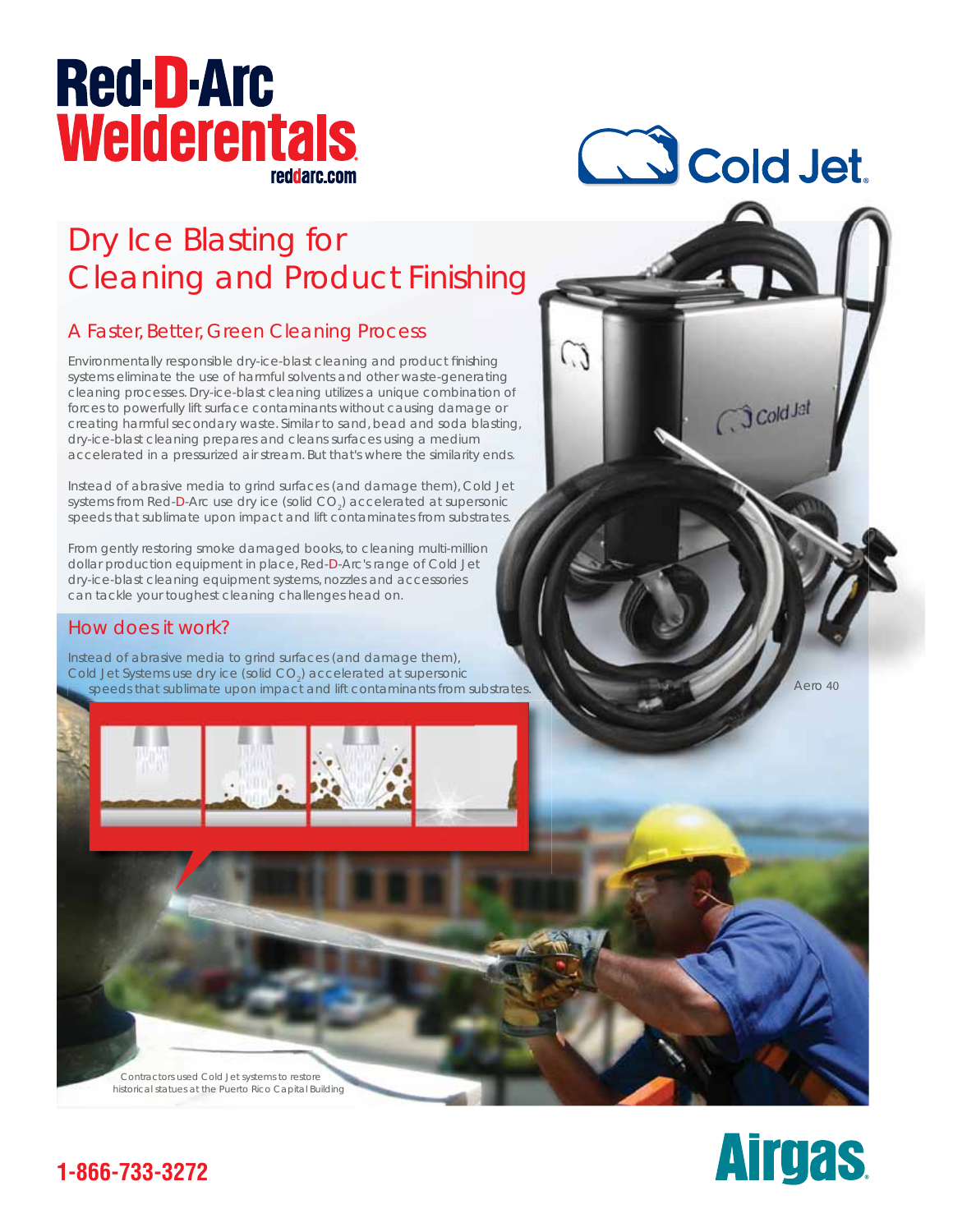Red-D-Arc Welderentals
reddarc.com

Cold Jet

# Dry Ice Blasting for Cleaning and Product Finishing

## A Faster, Better, Green Cleaning Process

Environmentally responsible dry-ice-blast cleaning and product finishing systems eliminate the use of harmful solvents and other waste-generating cleaning processes. Dry-ice-blast cleaning utilizes a unique combination of forces to powerfully lift surface contaminants without causing damage or creating harmful secondary waste. Similar to sand, bead and soda blasting, dry-ice-blast cleaning prepares and cleans surfaces using a medium accelerated in a pressurized air stream. But that's where the similarity ends.

Instead of abrasive media to grind surfaces (and damage them), Cold Jet systems from Red-D-Arc use dry ice (solid $CO_2$) accelerated at supersonic speeds that sublimate upon impact and lift contaminates from substrates.

From gently restoring smoke damaged books, to cleaning multi-million dollar production equipment in place, Red-D-Arc's range of Cold Jet dry-ice-blast cleaning equipment systems, nozzles and accessories can tackle your toughest cleaning challenges head on.

Aero 40

## How does it work?

Instead of abrasive media to grind surfaces (and damage them), Cold Jet Systems use dry ice (solid $CO_2$) accelerated at supersonic speeds that sublimate upon impact and lift contaminants from substrates.

Contractors used Cold Jet systems to restore historical statues at the Puerto Rico Capital Building

1-866-733-3272

Airgas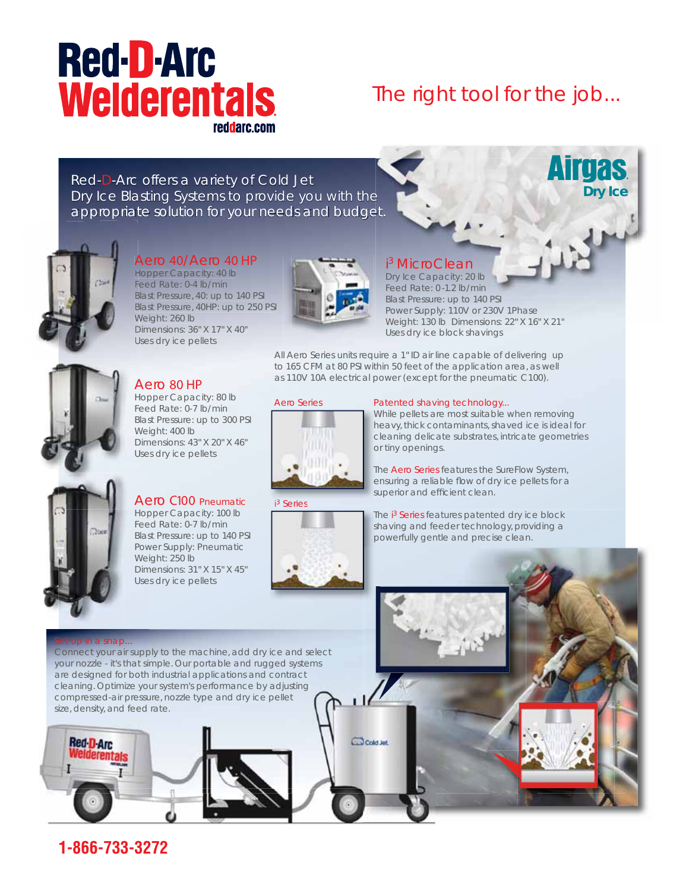Red-D-Arc Welderentals

reddarc.com

The right tool for the job...

Airgas Dry Ice

Red-D-Arc offers a variety of Cold Jet Dry Ice Blasting Systems to provide you with the appropriate solution for your needs and budget.

## Aero 40/Aero 40 HP

Hopper Capacity: 40 lb
Feed Rate: 0-4 lb/min
Blast Pressure, 40: up to 140 PSI
Blast Pressure, 40HP: up to 250 PSI
Weight: 260 lb
Dimensions: 36" X 17" X 40"
Uses dry ice pellets

## i³ MicroClean

Dry Ice Capacity: 20 lb
Feed Rate: 0-1.2 lb/min
Blast Pressure: up to 140 PSI
Power Supply: 110V or 230V 1Phase
Weight: 130 lb Dimensions: 22" X 16" X 21"
Uses dry ice block shavings

## Aero 80 HP

Hopper Capacity: 80 lb
Feed Rate: 0-7 lb/min
Blast Pressure: up to 300 PSI
Weight: 400 lb
Dimensions: 43" X 20" X 46"
Uses dry ice pellets

All Aero Series units require a 1" ID air line capable of delivering up to 165 CFM at 80 PSI within 50 feet of the application area, as well as 110V 10A electrical power (except for the pneumatic C100).

Aero Series

### Patented shaving technology...

While pellets are most suitable when removing heavy, thick contaminants, shaved ice is ideal for cleaning delicate substrates, intricate geometries or tiny openings.

The Aero Series features the SureFlow System, ensuring a reliable flow of dry ice pellets for a superior and efficient clean.

i³ Series

The i³ Series features patented dry ice block shaving and feeder technology, providing a powerfully gentle and precise clean.

## Aero C100 Pneumatic

Hopper Capacity: 100 lb
Feed Rate: 0-7 lb/min
Blast Pressure: up to 140 PSI
Power Supply: Pneumatic
Weight: 250 lb
Dimensions: 31" X 15" X 45"
Uses dry ice pellets

### Set-up in a snap...

Connect your air supply to the machine, add dry ice and select your nozzle - it's that simple. Our portable and rugged systems are designed for both industrial applications and contract cleaning. Optimize your system's performance by adjusting compressed-air pressure, nozzle type and dry ice pellet size, density, and feed rate.

1-866-733-3272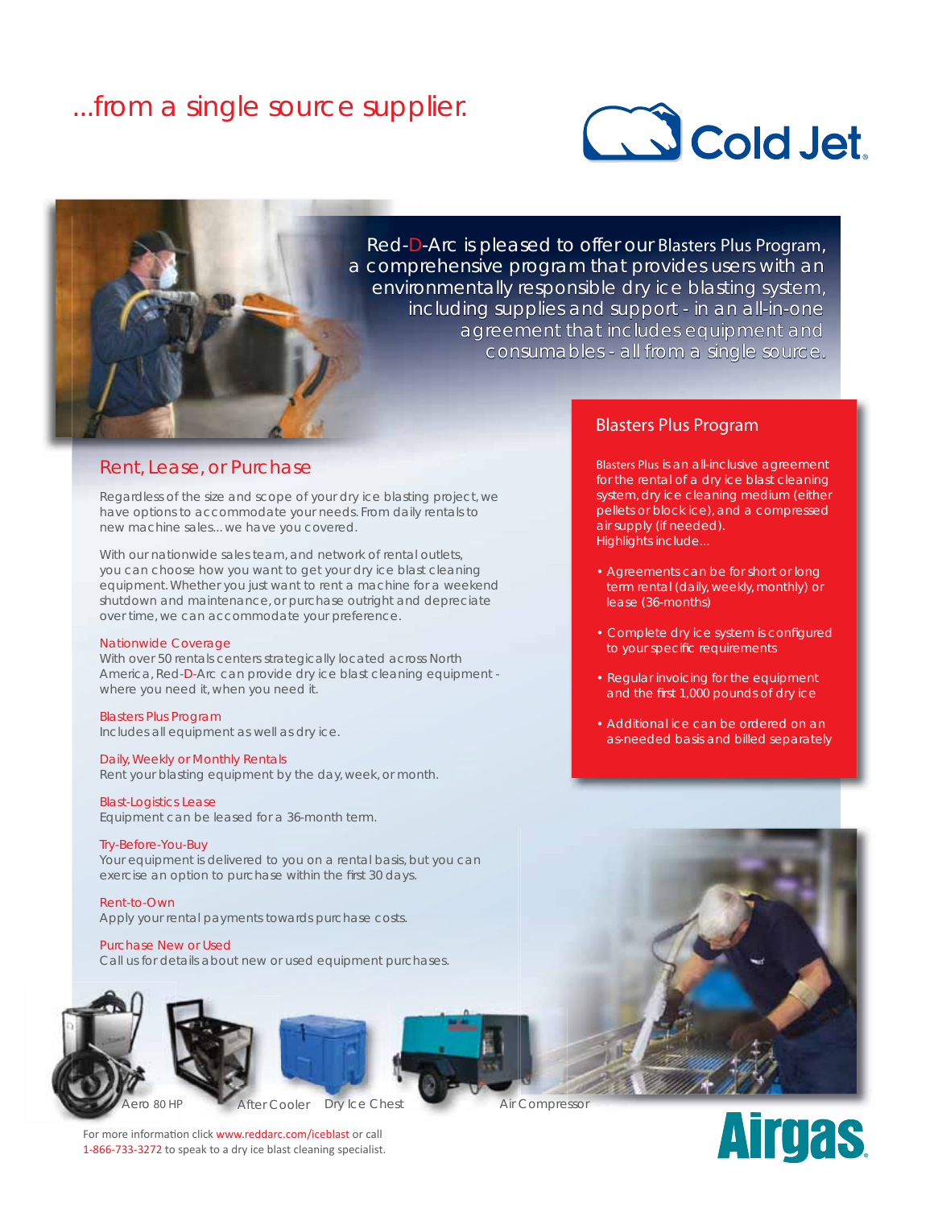# ...from a single source supplier.

Cold Jet

Red-D-Arc is pleased to offer our Blasters Plus Program, a comprehensive program that provides users with an environmentally responsible dry ice blasting system, including supplies and support - in an all-in-one agreement that includes equipment and consumables - all from a single source.

## Rent, Lease, or Purchase

Regardless of the size and scope of your dry ice blasting project, we have options to accommodate your needs. From daily rentals to new machine sales...we have you covered.

With our nationwide sales team, and network of rental outlets, you can choose how you want to get your dry ice blast cleaning equipment. Whether you just want to rent a machine for a weekend shutdown and maintenance, or purchase outright and depreciate over time, we can accommodate your preference.

### Nationwide Coverage

With over 50 rentals centers strategically located across North America, Red-D-Arc can provide dry ice blast cleaning equipment - where you need it, when you need it.

### Blasters Plus Program

Includes all equipment as well as dry ice.

### Daily, Weekly or Monthly Rentals

Rent your blasting equipment by the day, week, or month.

### Blast-Logistics Lease

Equipment can be leased for a 36-month term.

### Try-Before-You-Buy

Your equipment is delivered to you on a rental basis, but you can exercise an option to purchase within the first 30 days.

### Rent-to-Own

Apply your rental payments towards purchase costs.

### Purchase New or Used

Call us for details about new or used equipment purchases.

## Blasters Plus Program

Blasters Plus is an all-inclusive agreement for the rental of a dry ice blast cleaning system, dry ice cleaning medium (either pellets or block ice), and a compressed air supply (if needed). Highlights include...

- Agreements can be for short or long term rental (daily, weekly, monthly) or lease (36-months)
- Complete dry ice system is configured to your specific requirements
- Regular invoicing for the equipment and the first 1,000 pounds of dry ice
- Additional ice can be ordered on an as-needed basis and billed separately

Aero 80 HP After Cooler Dry Ice Chest Air Compressor

For more information click www.reddarc.com/iceblast or call 1-866-733-3272 to speak to a dry ice blast cleaning specialist.

Airgas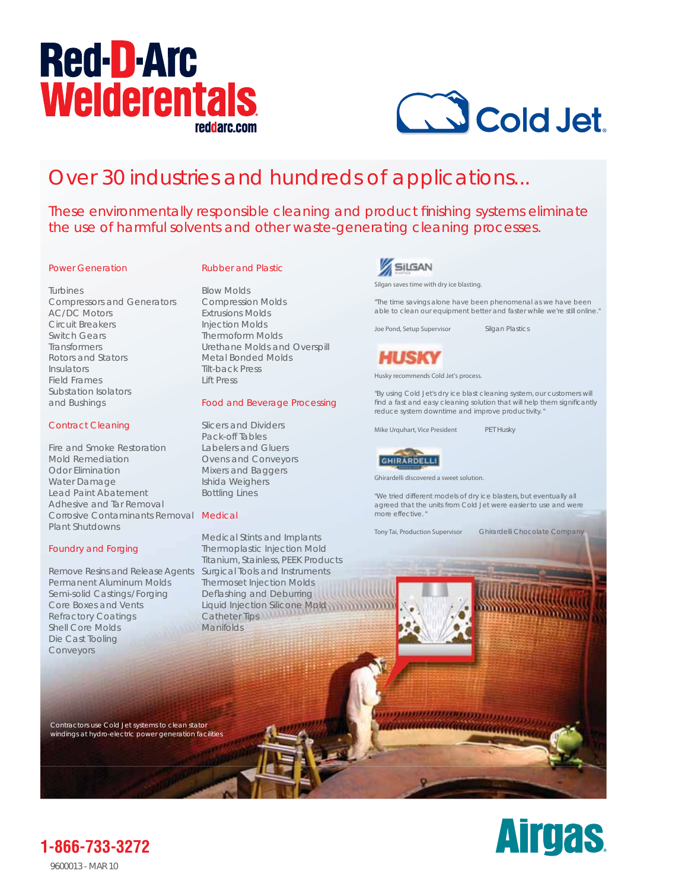Red-D-Arc Welderentals
reddarc.com

Cold Jet

# Over 30 industries and hundreds of applications...

These environmentally responsible cleaning and product finishing systems eliminate the use of harmful solvents and other waste-generating cleaning processes.

## Power Generation

Turbines
Compressors and Generators
AC/DC Motors
Circuit Breakers
Switch Gears
Transformers
Rotors and Stators
Insulators
Field Frames
Substation Isolators
and Bushings

## Contract Cleaning

Fire and Smoke Restoration
Mold Remediation
Odor Elimination
Water Damage
Lead Paint Abatement
Adhesive and Tar Removal
Corrosive Contaminants Removal
Plant Shutdowns

## Foundry and Forging

Remove Resins and Release Agents
Permanent Aluminum Molds
Semi-solid Castings/Forging
Core Boxes and Vents
Refractory Coatings
Shell Core Molds
Die Cast Tooling
Conveyors

## Rubber and Plastic

Blow Molds
Compression Molds
Extrusions Molds
Injection Molds
Thermoform Molds
Urethane Molds and Overspill
Metal Bonded Molds
Tilt-back Press
Lift Press

## Food and Beverage Processing

Slicers and Dividers
Pack-off Tables
Labelers and Gluers
Ovens and Conveyors
Mixers and Baggers
Ishida Weighers
Bottling Lines

## Medical

Medical Stints and Implants
Thermoplastic Injection Mold
Titanium, Stainless, PEEK Products
Surgical Tools and Instruments
Thermoset Injection Molds
Deflashing and Deburring
Liquid Injection Silicone Mold
Catheter Tips
Manifolds

SILGAN

Silgan saves time with dry ice blasting.

"The time savings alone have been phenomenal as we have been able to clean our equipment better and faster while we're still online."

Joe Pond, Setup Supervisor — Silgan Plastics

HUSKY

Husky recommends Cold Jet's process.

"By using Cold Jet's dry ice blast cleaning system, our customers will find a fast and easy cleaning solution that will help them significantly reduce system downtime and improve productivity."

Mike Urquhart, Vice President — PET Husky

GHIRARDELLI

Ghirardelli discovered a sweet solution.

"We tried different models of dry ice blasters, but eventually all agreed that the units from Cold Jet were easier to use and were more effective."

Tony Tai, Production Supervisor — Ghirardelli Chocolate Company

Contractors use Cold Jet systems to clean stator windings at hydro-electric power generation facilities

1-866-733-3272

Airgas

9600013 - MAR 10